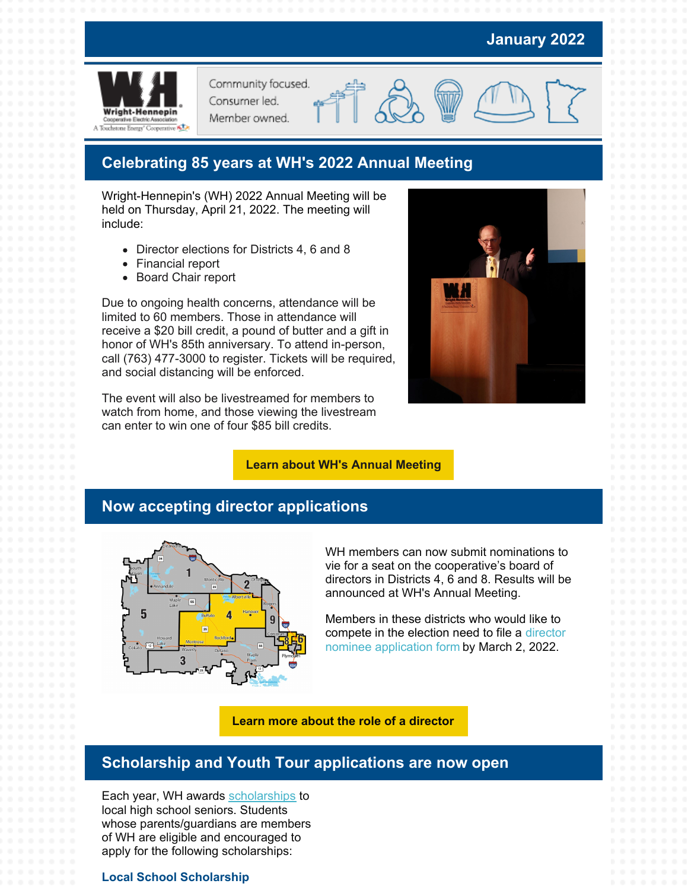January 2022

Community focused. Consumer led. Member owned.

## Celebrating 85 years at WH's 2022 Annual Meeting

Wright-Hennepin's (WH) 2022 Annual Meeting will be held on Thursday, April 21, 2022. The meeting will include:

- Director elections for Districts 4, 6 and 8
- Financial report
- Board Chair report

Due to ongoing health concerns, attendance will be limited to 60 members. Those in attendance will receive a $20 bill credit, a pound of butter and a gift in honor of WH's 85th anniversary. To attend in-person, call (763) 477-3000 to register. Tickets will be required, and social distancing will be enforced.

The event will also be livestreamed for members to watch from home, and those viewing the livestream can enter to win one of four $85 bill credits.

**Learn about WH's Annual Meeting**

## Now accepting director applications

WH members can now submit nominations to vie for a seat on the cooperative's board of directors in Districts 4, 6 and 8. Results will be announced at WH's Annual Meeting.

Members in these districts who would like to compete in the election need to file a director nominee application form by March 2, 2022.

**Learn more about the role of a director**

## Scholarship and Youth Tour applications are now open

Each year, WH awards scholarships to local high school seniors. Students whose parents/guardians are members of WH are eligible and encouraged to apply for the following scholarships:

### Local School Scholarship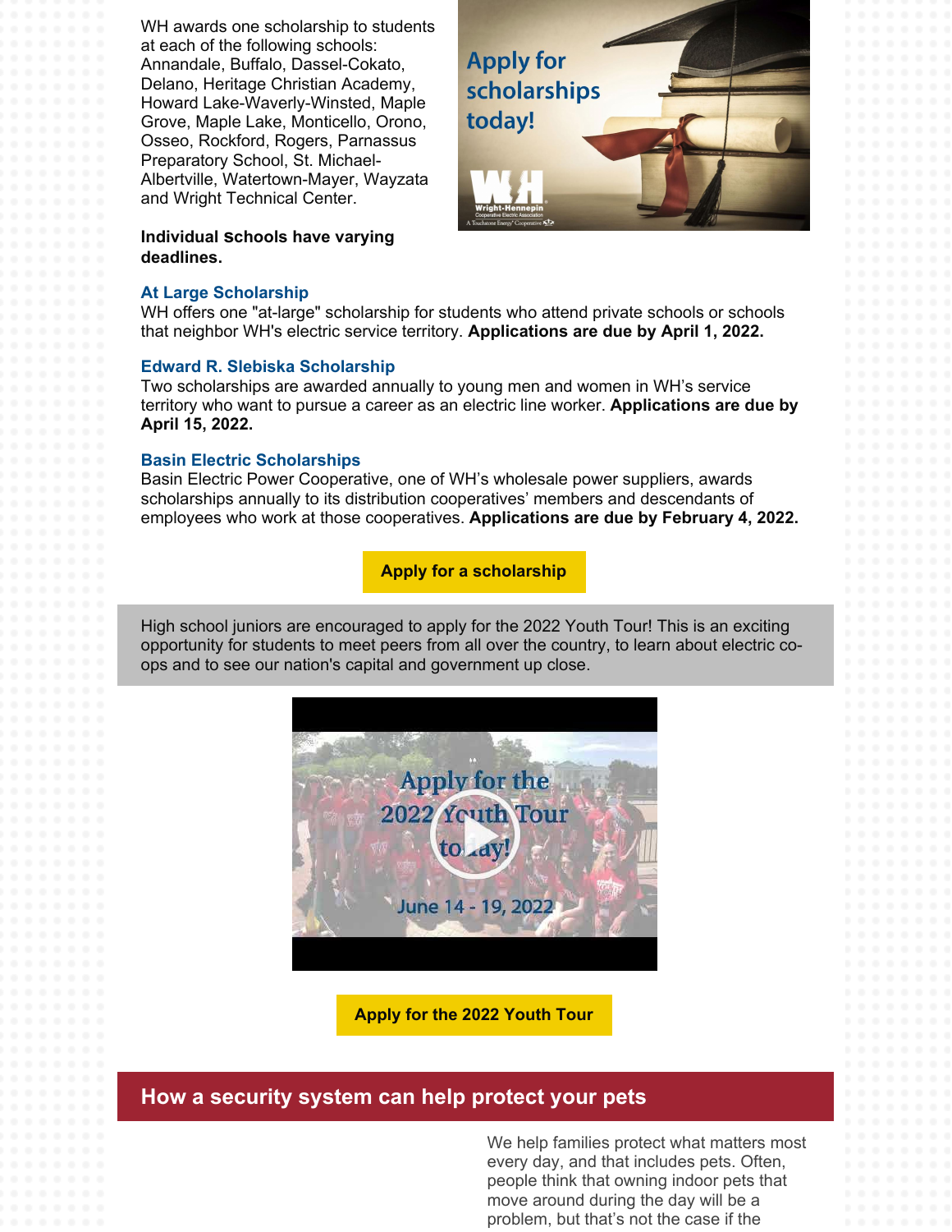WH awards one scholarship to students at each of the following schools: Annandale, Buffalo, Dassel-Cokato, Delano, Heritage Christian Academy, Howard Lake-Waverly-Winsted, Maple Grove, Maple Lake, Monticello, Orono, Osseo, Rockford, Rogers, Parnassus Preparatory School, St. Michael-Albertville, Watertown-Mayer, Wayzata and Wright Technical Center.

**Individual schools have varying deadlines.**

### At Large Scholarship

WH offers one "at-large" scholarship for students who attend private schools or schools that neighbor WH's electric service territory. **Applications are due by April 1, 2022.**

### Edward R. Slebiska Scholarship

Two scholarships are awarded annually to young men and women in WH's service territory who want to pursue a career as an electric line worker. **Applications are due by April 15, 2022.**

### Basin Electric Scholarships

Basin Electric Power Cooperative, one of WH's wholesale power suppliers, awards scholarships annually to its distribution cooperatives' members and descendants of employees who work at those cooperatives. **Applications are due by February 4, 2022.**

**Apply for a scholarship**

High school juniors are encouraged to apply for the 2022 Youth Tour! This is an exciting opportunity for students to meet peers from all over the country, to learn about electric co-ops and to see our nation's capital and government up close.

**Apply for the 2022 Youth Tour**

## How a security system can help protect your pets

We help families protect what matters most every day, and that includes pets. Often, people think that owning indoor pets that move around during the day will be a problem, but that's not the case if the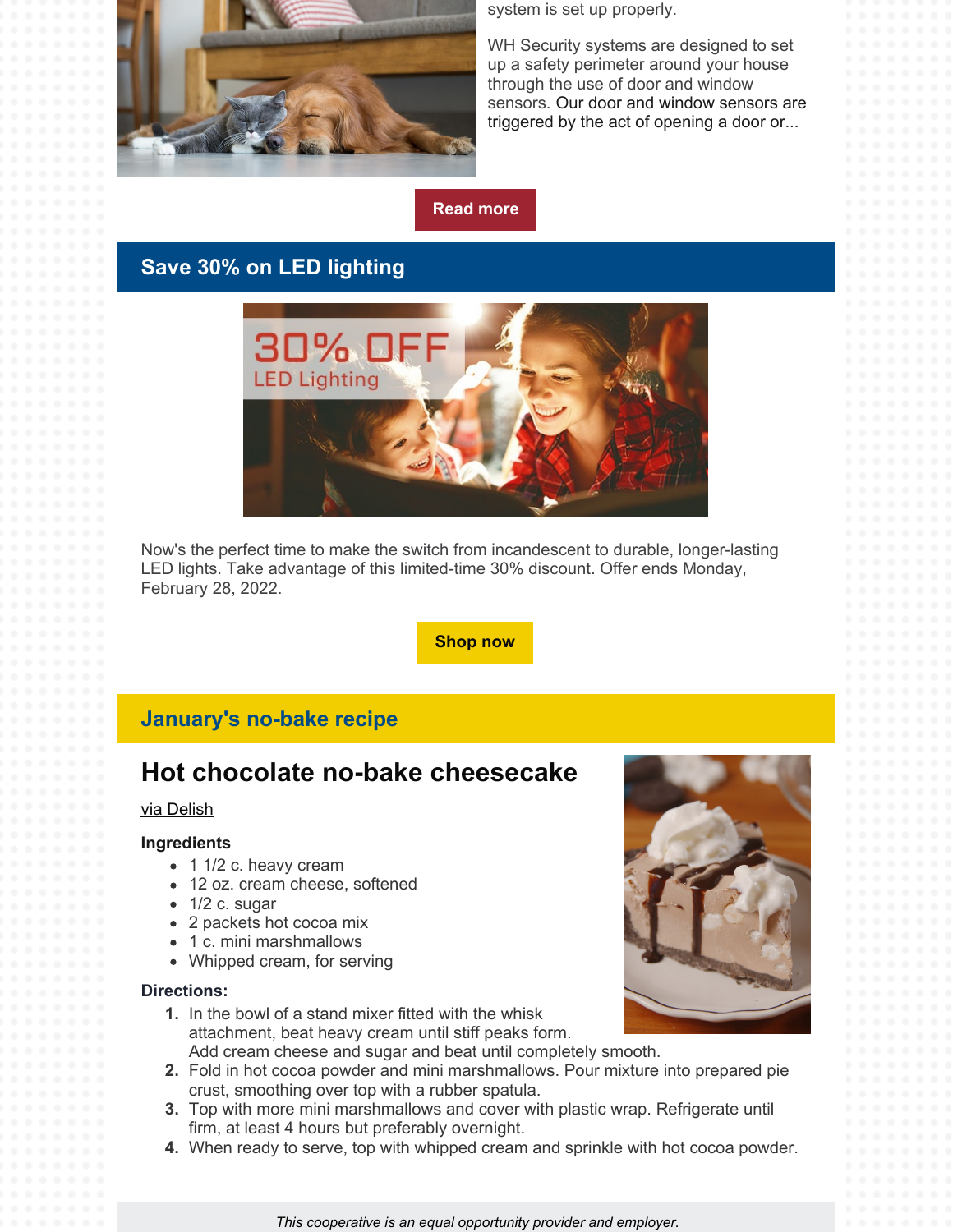system is set up properly.

WH Security systems are designed to set up a safety perimeter around your house through the use of door and window sensors. Our door and window sensors are triggered by the act of opening a door or...

Read more

## Save 30% on LED lighting

Now's the perfect time to make the switch from incandescent to durable, longer-lasting LED lights. Take advantage of this limited-time 30% discount. Offer ends Monday, February 28, 2022.

Shop now

## January's no-bake recipe

### Hot chocolate no-bake cheesecake

via Delish

**Ingredients**

- 1 1/2 c. heavy cream
- 12 oz. cream cheese, softened
- 1/2 c. sugar
- 2 packets hot cocoa mix
- 1 c. mini marshmallows
- Whipped cream, for serving

**Directions:**

1. In the bowl of a stand mixer fitted with the whisk attachment, beat heavy cream until stiff peaks form. Add cream cheese and sugar and beat until completely smooth.
2. Fold in hot cocoa powder and mini marshmallows. Pour mixture into prepared pie crust, smoothing over top with a rubber spatula.
3. Top with more mini marshmallows and cover with plastic wrap. Refrigerate until firm, at least 4 hours but preferably overnight.
4. When ready to serve, top with whipped cream and sprinkle with hot cocoa powder.

*This cooperative is an equal opportunity provider and employer.*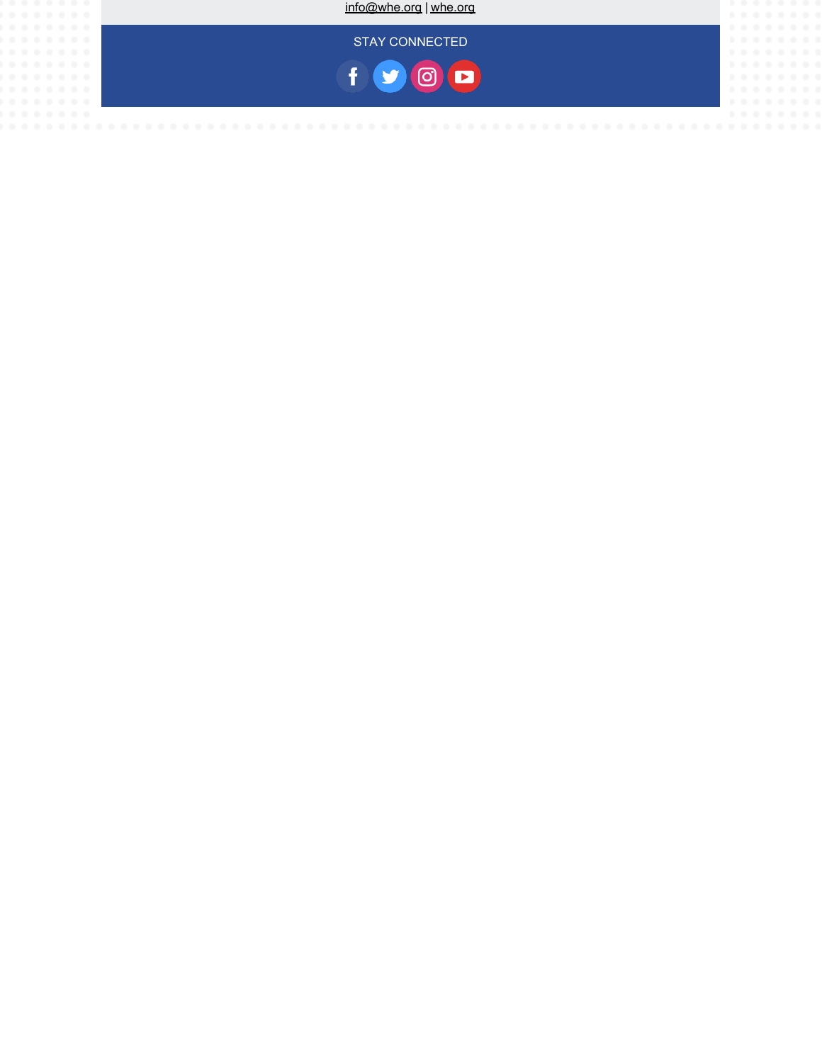info@whe.org | whe.org

STAY CONNECTED